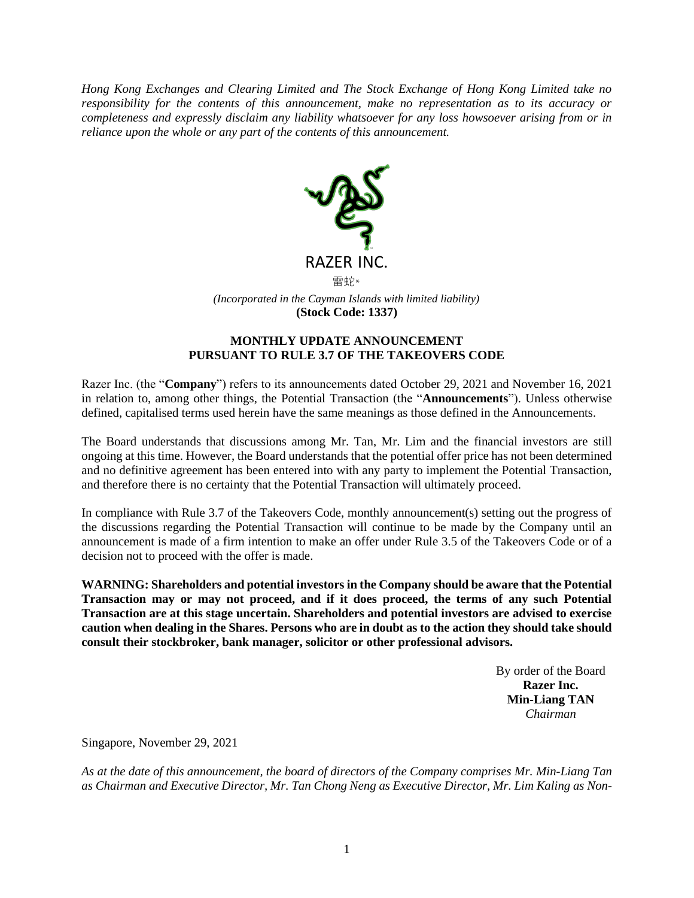*Hong Kong Exchanges and Clearing Limited and The Stock Exchange of Hong Kong Limited take no responsibility for the contents of this announcement, make no representation as to its accuracy or completeness and expressly disclaim any liability whatsoever for any loss howsoever arising from or in reliance upon the whole or any part of the contents of this announcement.*

RAZER INC.

雷蛇*

*(Incorporated in the Cayman Islands with limited liability)*

**(Stock Code: 1337)**

**MONTHLY UPDATE ANNOUNCEMENT PURSUANT TO RULE 3.7 OF THE TAKEOVERS CODE**

Razer Inc. (the "**Company**") refers to its announcements dated October 29, 2021 and November 16, 2021 in relation to, among other things, the Potential Transaction (the "**Announcements**"). Unless otherwise defined, capitalised terms used herein have the same meanings as those defined in the Announcements.

The Board understands that discussions among Mr. Tan, Mr. Lim and the financial investors are still ongoing at this time. However, the Board understands that the potential offer price has not been determined and no definitive agreement has been entered into with any party to implement the Potential Transaction, and therefore there is no certainty that the Potential Transaction will ultimately proceed.

In compliance with Rule 3.7 of the Takeovers Code, monthly announcement(s) setting out the progress of the discussions regarding the Potential Transaction will continue to be made by the Company until an announcement is made of a firm intention to make an offer under Rule 3.5 of the Takeovers Code or of a decision not to proceed with the offer is made.

**WARNING: Shareholders and potential investors in the Company should be aware that the Potential Transaction may or may not proceed, and if it does proceed, the terms of any such Potential Transaction are at this stage uncertain. Shareholders and potential investors are advised to exercise caution when dealing in the Shares. Persons who are in doubt as to the action they should take should consult their stockbroker, bank manager, solicitor or other professional advisors.**

By order of the Board
**Razer Inc.**
**Min-Liang TAN**
*Chairman*

Singapore, November 29, 2021

*As at the date of this announcement, the board of directors of the Company comprises Mr. Min-Liang Tan as Chairman and Executive Director, Mr. Tan Chong Neng as Executive Director, Mr. Lim Kaling as Non-*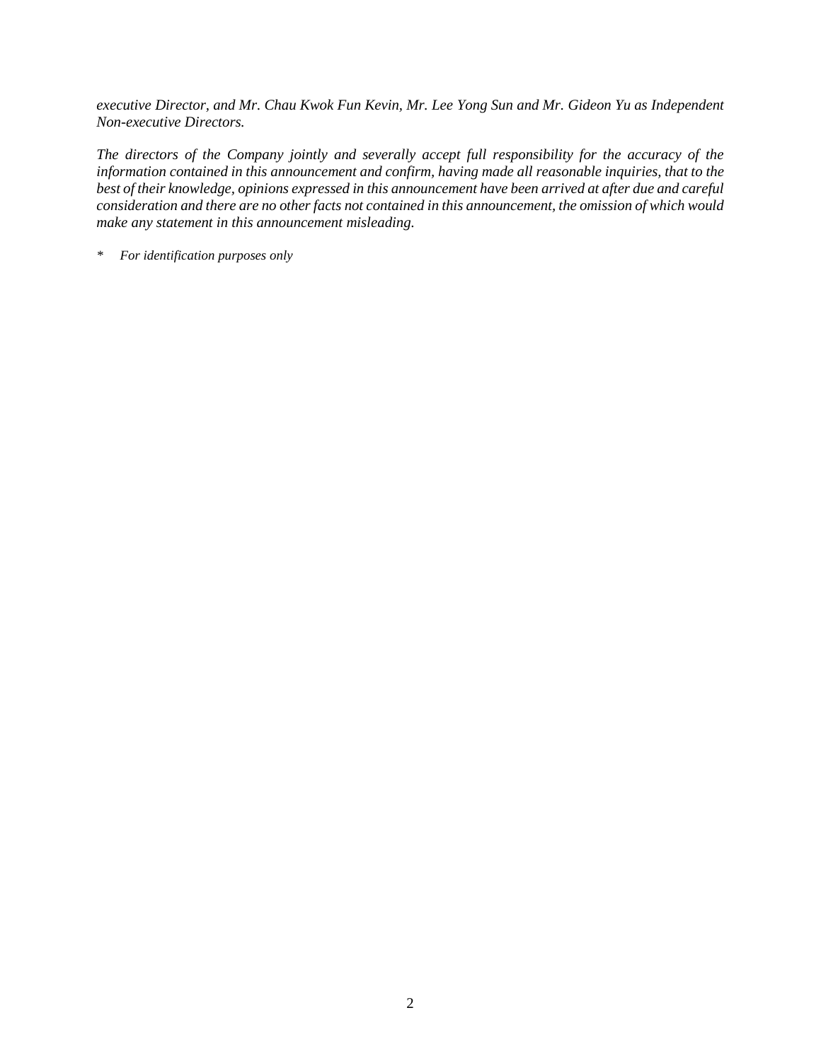*executive Director, and Mr. Chau Kwok Fun Kevin, Mr. Lee Yong Sun and Mr. Gideon Yu as Independent Non-executive Directors.*

*The directors of the Company jointly and severally accept full responsibility for the accuracy of the information contained in this announcement and confirm, having made all reasonable inquiries, that to the best of their knowledge, opinions expressed in this announcement have been arrived at after due and careful consideration and there are no other facts not contained in this announcement, the omission of which would make any statement in this announcement misleading.*

\* *For identification purposes only*